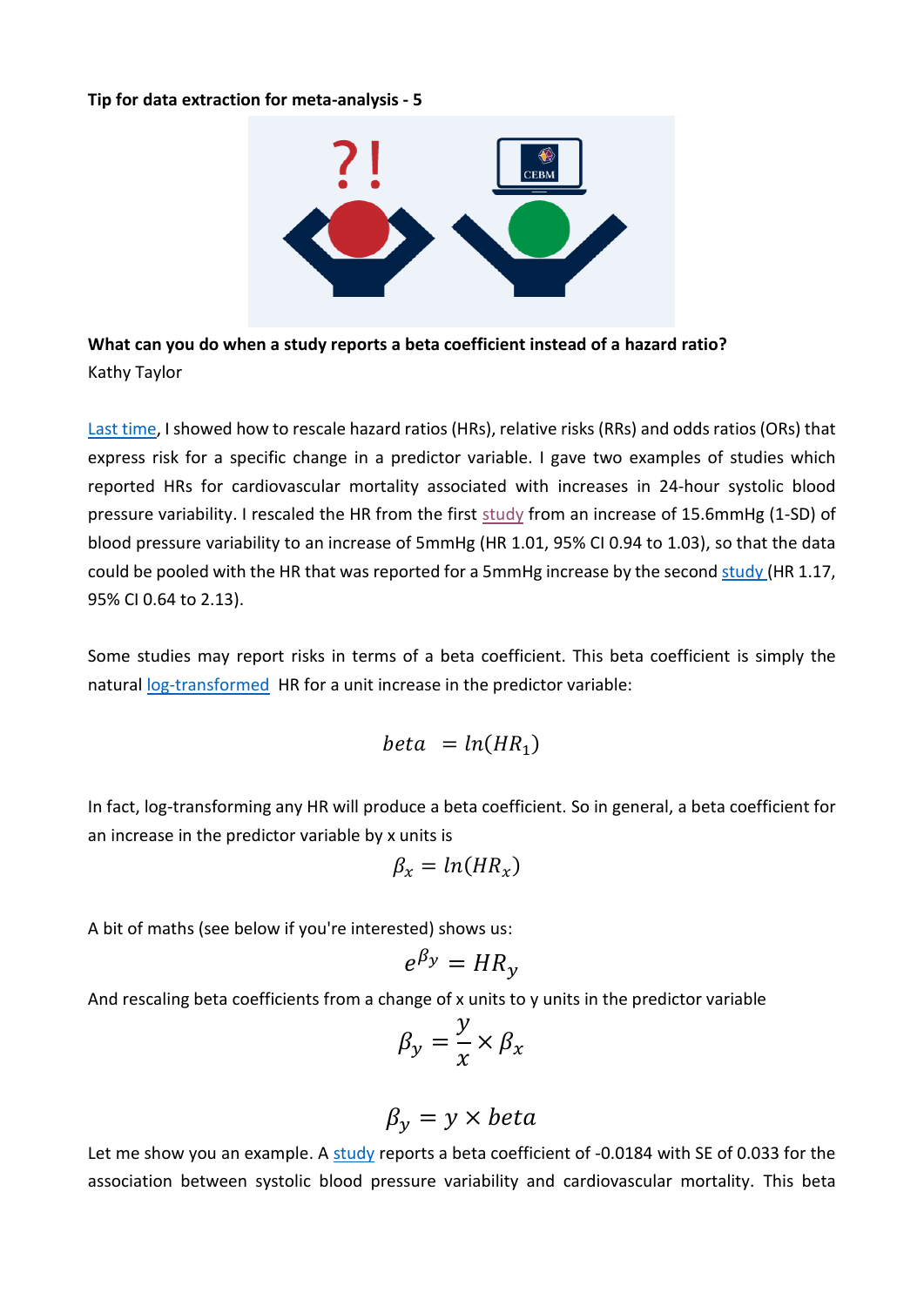**Tip for data extraction for meta-analysis - 5**

**What can you do when a study reports a beta coefficient instead of a hazard ratio?**

Kathy Taylor

Last time, I showed how to rescale hazard ratios (HRs), relative risks (RRs) and odds ratios (ORs) that express risk for a specific change in a predictor variable. I gave two examples of studies which reported HRs for cardiovascular mortality associated with increases in 24-hour systolic blood pressure variability. I rescaled the HR from the first study from an increase of 15.6mmHg (1-SD) of blood pressure variability to an increase of 5mmHg (HR 1.01, 95% CI 0.94 to 1.03), so that the data could be pooled with the HR that was reported for a 5mmHg increase by the second study (HR 1.17, 95% CI 0.64 to 2.13).

Some studies may report risks in terms of a beta coefficient. This beta coefficient is simply the natural log-transformed HR for a unit increase in the predictor variable:

$$beta \ = ln(HR_1)$$

In fact, log-transforming any HR will produce a beta coefficient. So in general, a beta coefficient for an increase in the predictor variable by x units is

$$\beta_x = ln(HR_x)$$

A bit of maths (see below if you're interested) shows us:

$$e^{\beta_y} = HR_y$$

And rescaling beta coefficients from a change of x units to y units in the predictor variable

$$\beta_y = \frac{y}{x} \times \beta_x$$

$$\beta_y = y \times beta$$

Let me show you an example. A study reports a beta coefficient of -0.0184 with SE of 0.033 for the association between systolic blood pressure variability and cardiovascular mortality. This beta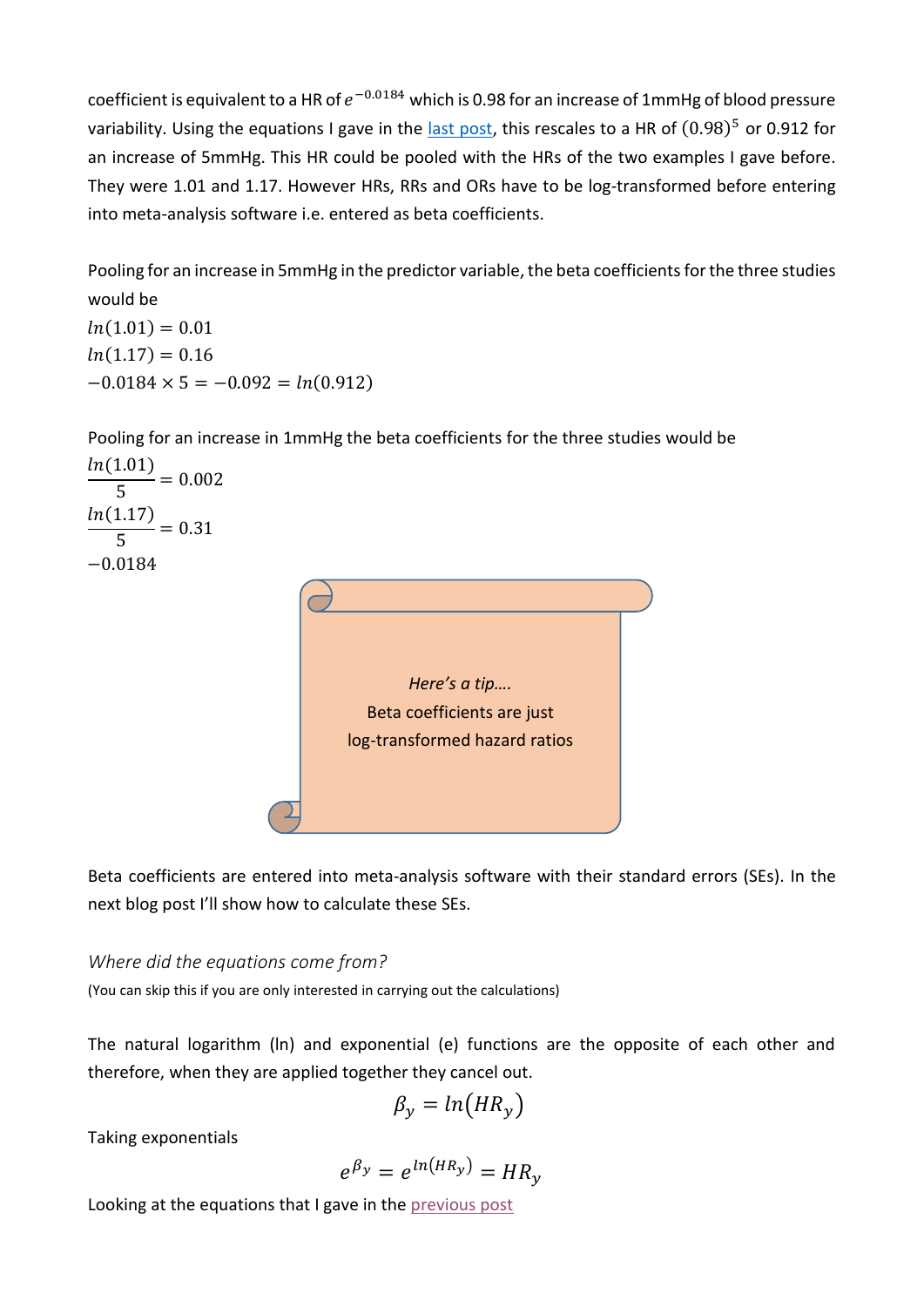coefficient is equivalent to a HR of $e^{-0.0184}$ which is 0.98 for an increase of 1mmHg of blood pressure variability. Using the equations I gave in the last post, this rescales to a HR of $(0.98)^5$ or 0.912 for an increase of 5mmHg. This HR could be pooled with the HRs of the two examples I gave before. They were 1.01 and 1.17. However HRs, RRs and ORs have to be log-transformed before entering into meta-analysis software i.e. entered as beta coefficients.

Pooling for an increase in 5mmHg in the predictor variable, the beta coefficients for the three studies would be

$ln(1.01) = 0.01$

$ln(1.17) = 0.16$

$-0.0184 \times 5 = -0.092 = ln(0.912)$

Pooling for an increase in 1mmHg the beta coefficients for the three studies would be

$\frac{ln(1.01)}{5} = 0.002$

$\frac{ln(1.17)}{5} = 0.31$

$-0.0184$

*Here's a tip….*

Beta coefficients are just log-transformed hazard ratios

Beta coefficients are entered into meta-analysis software with their standard errors (SEs). In the next blog post I'll show how to calculate these SEs.

### *Where did the equations come from?*

(You can skip this if you are only interested in carrying out the calculations)

The natural logarithm (ln) and exponential (e) functions are the opposite of each other and therefore, when they are applied together they cancel out.

$$\beta_y = ln(HR_y)$$

Taking exponentials

$$e^{\beta_y} = e^{ln(HR_y)} = HR_y$$

Looking at the equations that I gave in the previous post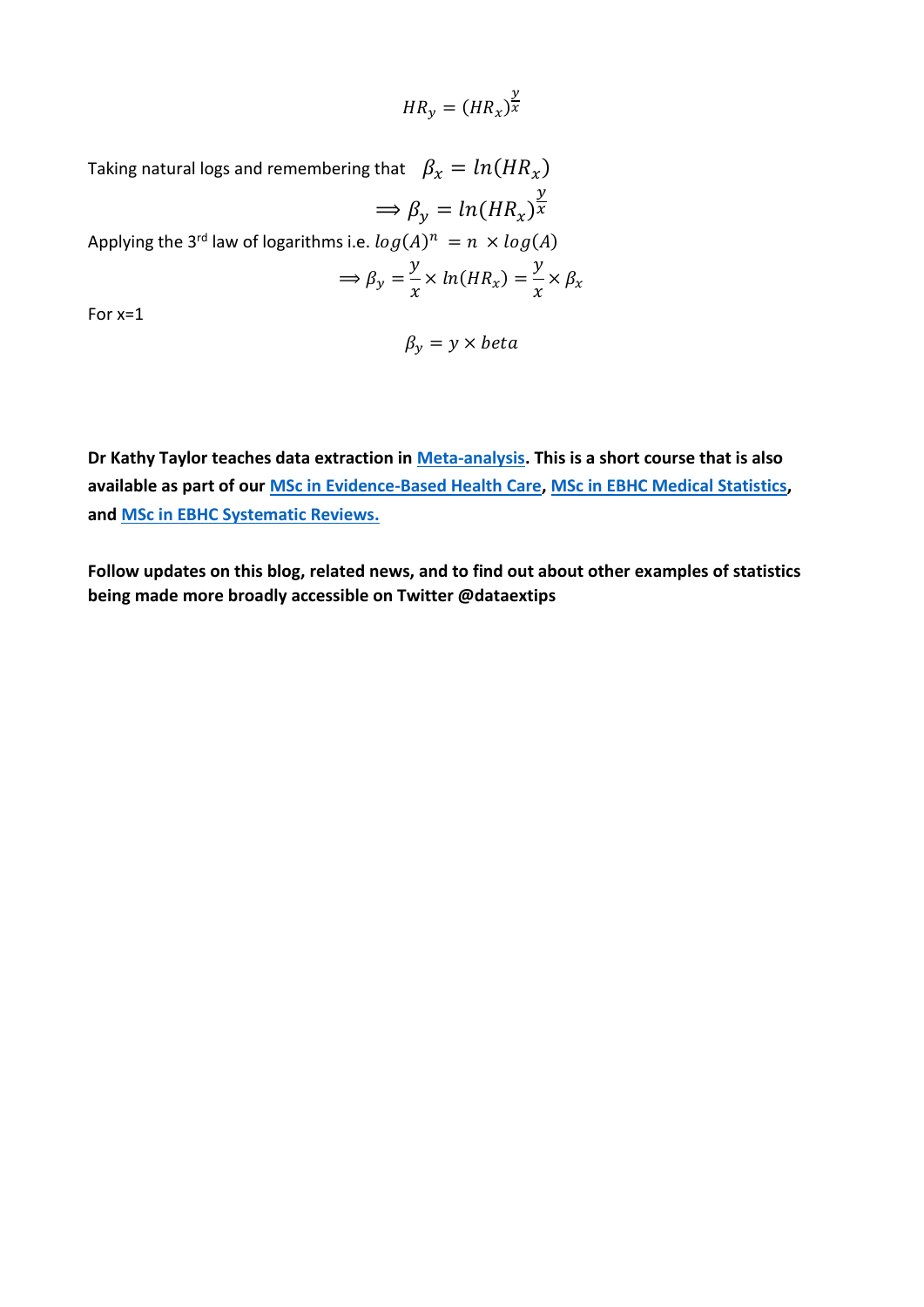$$HR_y = (HR_x)^{\frac{y}{x}}$$

Taking natural logs and remembering that $\beta_x = ln(HR_x)$

$$\Longrightarrow \beta_y = ln(HR_x)^{\frac{y}{x}}$$

Applying the 3rd law of logarithms i.e. $log(A)^n = n \times log(A)$

$$\Longrightarrow \beta_y = \frac{y}{x} \times ln(HR_x) = \frac{y}{x} \times \beta_x$$

For x=1

$$\beta_y = y \times beta$$

**Dr Kathy Taylor teaches data extraction in Meta-analysis. This is a short course that is also available as part of our MSc in Evidence-Based Health Care, MSc in EBHC Medical Statistics, and MSc in EBHC Systematic Reviews.**

**Follow updates on this blog, related news, and to find out about other examples of statistics being made more broadly accessible on Twitter @dataextips**